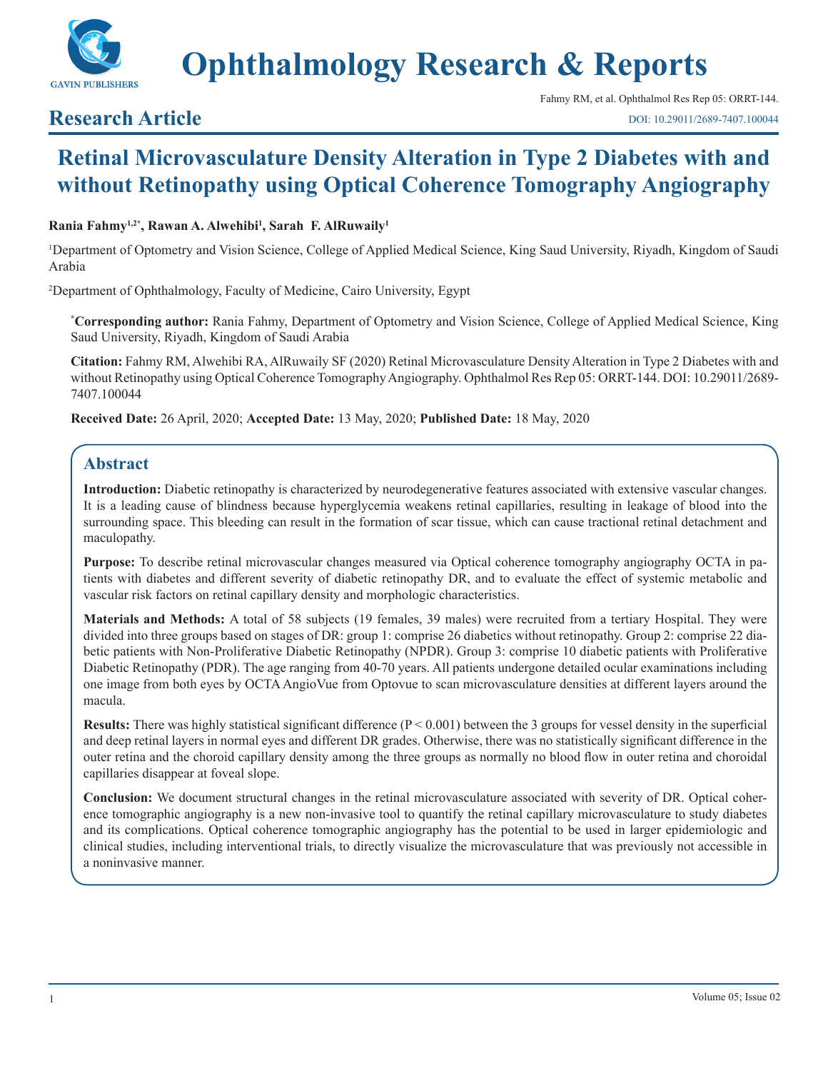# Ophthalmology Research & Reports

## Research Article

# Retinal Microvasculature Density Alteration in Type 2 Diabetes with and without Retinopathy using Optical Coherence Tomography Angiography

**Rania Fahmy[1,2*], Rawan A. Alwehibi[1], Sarah F. AlRuwaily[1]**

[1]Department of Optometry and Vision Science, College of Applied Medical Science, King Saud University, Riyadh, Kingdom of Saudi Arabia

[2]Department of Ophthalmology, Faculty of Medicine, Cairo University, Egypt

[*]**Corresponding author:** Rania Fahmy, Department of Optometry and Vision Science, College of Applied Medical Science, King Saud University, Riyadh, Kingdom of Saudi Arabia

**Citation:** Fahmy RM, Alwehibi RA, AlRuwaily SF (2020) Retinal Microvasculature Density Alteration in Type 2 Diabetes with and without Retinopathy using Optical Coherence Tomography Angiography. Ophthalmol Res Rep 05: ORRT-144. DOI: 10.29011/2689-7407.100044

**Received Date:** 26 April, 2020; **Accepted Date:** 13 May, 2020; **Published Date:** 18 May, 2020

## Abstract

**Introduction:** Diabetic retinopathy is characterized by neurodegenerative features associated with extensive vascular changes. It is a leading cause of blindness because hyperglycemia weakens retinal capillaries, resulting in leakage of blood into the surrounding space. This bleeding can result in the formation of scar tissue, which can cause tractional retinal detachment and maculopathy.

**Purpose:** To describe retinal microvascular changes measured via Optical coherence tomography angiography OCTA in patients with diabetes and different severity of diabetic retinopathy DR, and to evaluate the effect of systemic metabolic and vascular risk factors on retinal capillary density and morphologic characteristics.

**Materials and Methods:** A total of 58 subjects (19 females, 39 males) were recruited from a tertiary Hospital. They were divided into three groups based on stages of DR: group 1: comprise 26 diabetics without retinopathy. Group 2: comprise 22 diabetic patients with Non-Proliferative Diabetic Retinopathy (NPDR). Group 3: comprise 10 diabetic patients with Proliferative Diabetic Retinopathy (PDR). The age ranging from 40-70 years. All patients undergone detailed ocular examinations including one image from both eyes by OCTA AngioVue from Optovue to scan microvasculature densities at different layers around the macula.

**Results:** There was highly statistical significant difference ($P < 0.001$) between the 3 groups for vessel density in the superficial and deep retinal layers in normal eyes and different DR grades. Otherwise, there was no statistically significant difference in the outer retina and the choroid capillary density among the three groups as normally no blood flow in outer retina and choroidal capillaries disappear at foveal slope.

**Conclusion:** We document structural changes in the retinal microvasculature associated with severity of DR. Optical coherence tomographic angiography is a new non-invasive tool to quantify the retinal capillary microvasculature to study diabetes and its complications. Optical coherence tomographic angiography has the potential to be used in larger epidemiologic and clinical studies, including interventional trials, to directly visualize the microvasculature that was previously not accessible in a noninvasive manner.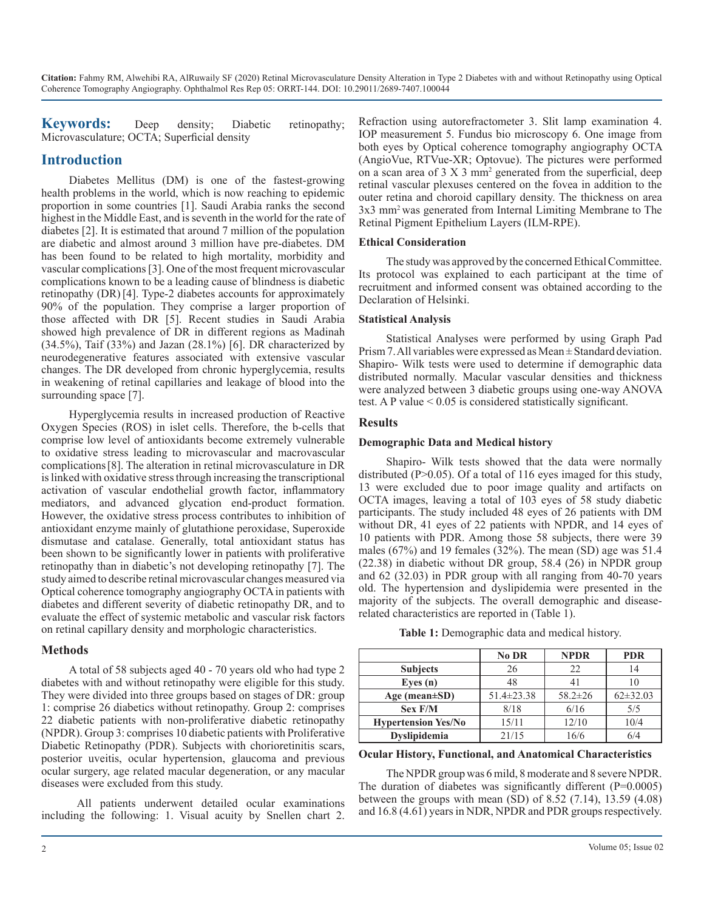**Keywords:** Deep density; Diabetic retinopathy; Microvasculature; OCTA; Superficial density

## Introduction

Diabetes Mellitus (DM) is one of the fastest-growing health problems in the world, which is now reaching to epidemic proportion in some countries [1]. Saudi Arabia ranks the second highest in the Middle East, and is seventh in the world for the rate of diabetes [2]. It is estimated that around 7 million of the population are diabetic and almost around 3 million have pre-diabetes. DM has been found to be related to high mortality, morbidity and vascular complications [3]. One of the most frequent microvascular complications known to be a leading cause of blindness is diabetic retinopathy (DR) [4]. Type-2 diabetes accounts for approximately 90% of the population. They comprise a larger proportion of those affected with DR [5]. Recent studies in Saudi Arabia showed high prevalence of DR in different regions as Madinah (34.5%), Taif (33%) and Jazan (28.1%) [6]. DR characterized by neurodegenerative features associated with extensive vascular changes. The DR developed from chronic hyperglycemia, results in weakening of retinal capillaries and leakage of blood into the surrounding space [7].

Hyperglycemia results in increased production of Reactive Oxygen Species (ROS) in islet cells. Therefore, the b-cells that comprise low level of antioxidants become extremely vulnerable to oxidative stress leading to microvascular and macrovascular complications [8]. The alteration in retinal microvasculature in DR is linked with oxidative stress through increasing the transcriptional activation of vascular endothelial growth factor, inflammatory mediators, and advanced glycation end-product formation. However, the oxidative stress process contributes to inhibition of antioxidant enzyme mainly of glutathione peroxidase, Superoxide dismutase and catalase. Generally, total antioxidant status has been shown to be significantly lower in patients with proliferative retinopathy than in diabetic's not developing retinopathy [7]. The study aimed to describe retinal microvascular changes measured via Optical coherence tomography angiography OCTA in patients with diabetes and different severity of diabetic retinopathy DR, and to evaluate the effect of systemic metabolic and vascular risk factors on retinal capillary density and morphologic characteristics.

## Methods

A total of 58 subjects aged 40 - 70 years old who had type 2 diabetes with and without retinopathy were eligible for this study. They were divided into three groups based on stages of DR: group 1: comprise 26 diabetics without retinopathy. Group 2: comprises 22 diabetic patients with non-proliferative diabetic retinopathy (NPDR). Group 3: comprises 10 diabetic patients with Proliferative Diabetic Retinopathy (PDR). Subjects with chorioretinitis scars, posterior uveitis, ocular hypertension, glaucoma and previous ocular surgery, age related macular degeneration, or any macular diseases were excluded from this study.

All patients underwent detailed ocular examinations including the following: 1. Visual acuity by Snellen chart 2. Refraction using autorefractometer 3. Slit lamp examination 4. IOP measurement 5. Fundus bio microscopy 6. One image from both eyes by Optical coherence tomography angiography OCTA (AngioVue, RTVue-XR; Optovue). The pictures were performed on a scan area of 3 X 3 mm$^2$ generated from the superficial, deep retinal vascular plexuses centered on the fovea in addition to the outer retina and choroid capillary density. The thickness on area 3x3 mm$^2$ was generated from Internal Limiting Membrane to The Retinal Pigment Epithelium Layers (ILM-RPE).

### Ethical Consideration

The study was approved by the concerned Ethical Committee. Its protocol was explained to each participant at the time of recruitment and informed consent was obtained according to the Declaration of Helsinki.

### Statistical Analysis

Statistical Analyses were performed by using Graph Pad Prism 7. All variables were expressed as Mean ± Standard deviation. Shapiro- Wilk tests were used to determine if demographic data distributed normally. Macular vascular densities and thickness were analyzed between 3 diabetic groups using one-way ANOVA test. A P value < 0.05 is considered statistically significant.

## Results

### Demographic Data and Medical history

Shapiro- Wilk tests showed that the data were normally distributed (P>0.05). Of a total of 116 eyes imaged for this study, 13 were excluded due to poor image quality and artifacts on OCTA images, leaving a total of 103 eyes of 58 study diabetic participants. The study included 48 eyes of 26 patients with DM without DR, 41 eyes of 22 patients with NPDR, and 14 eyes of 10 patients with PDR. Among those 58 subjects, there were 39 males (67%) and 19 females (32%). The mean (SD) age was 51.4 (22.38) in diabetic without DR group, 58.4 (26) in NPDR group and 62 (32.03) in PDR group with all ranging from 40-70 years old. The hypertension and dyslipidemia were presented in the majority of the subjects. The overall demographic and disease-related characteristics are reported in (Table 1).

**Table 1:** Demographic data and medical history.

| | No DR | NPDR | PDR |
|---|---|---|---|
| **Subjects** | 26 | 22 | 14 |
| **Eyes (n)** | 48 | 41 | 10 |
| **Age (mean±SD)** | 51.4±23.38 | 58.2±26 | 62±32.03 |
| **Sex F/M** | 8/18 | 6/16 | 5/5 |
| **Hypertension Yes/No** | 15/11 | 12/10 | 10/4 |
| **Dyslipidemia** | 21/15 | 16/6 | 6/4 |

### Ocular History, Functional, and Anatomical Characteristics

The NPDR group was 6 mild, 8 moderate and 8 severe NPDR. The duration of diabetes was significantly different (P=0.0005) between the groups with mean (SD) of 8.52 (7.14), 13.59 (4.08) and 16.8 (4.61) years in NDR, NPDR and PDR groups respectively.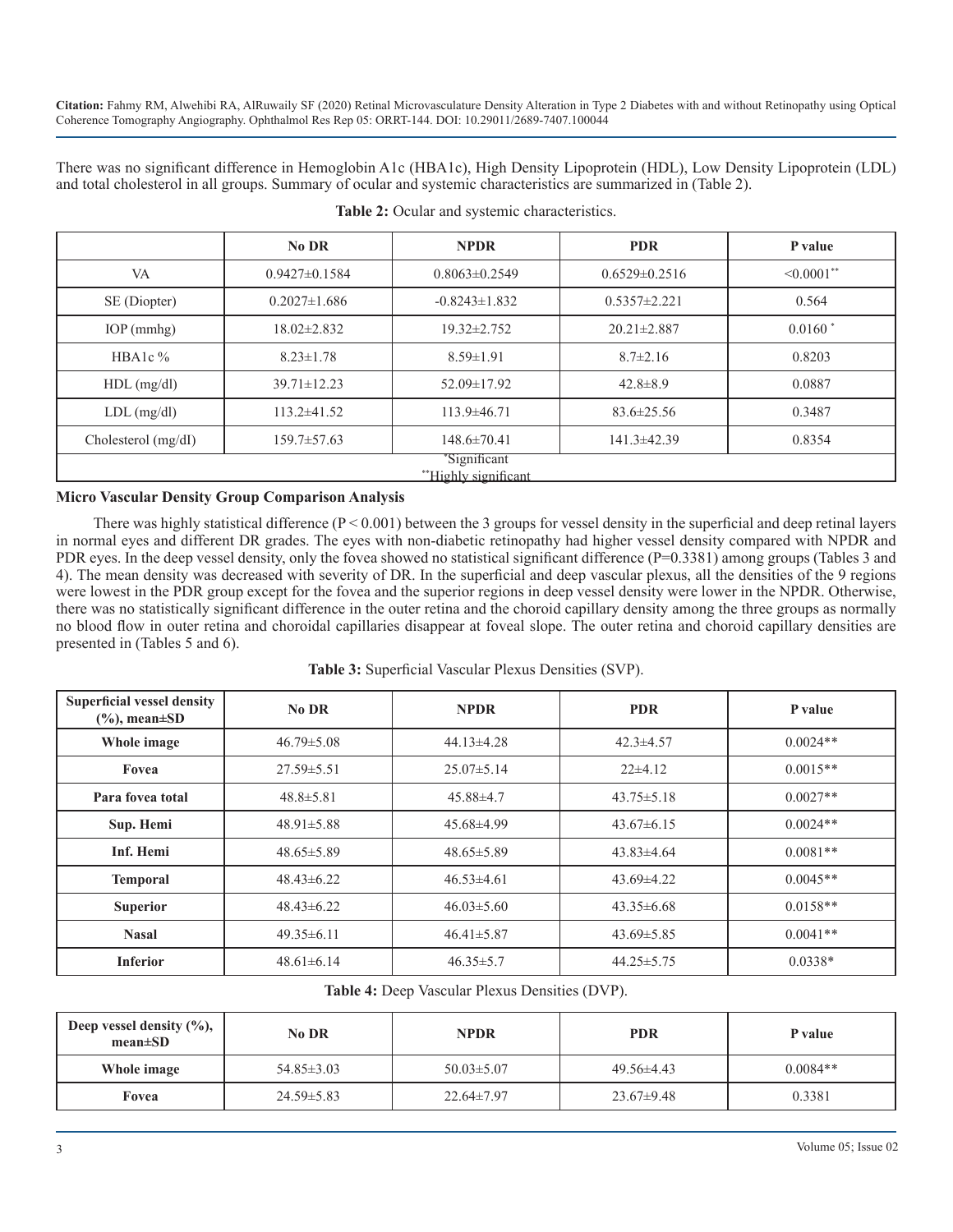There was no significant difference in Hemoglobin A1c (HBA1c), High Density Lipoprotein (HDL), Low Density Lipoprotein (LDL) and total cholesterol in all groups. Summary of ocular and systemic characteristics are summarized in (Table 2).

**Table 2:** Ocular and systemic characteristics.

| | No DR | NPDR | PDR | P value |
|---|---|---|---|---|
| VA | 0.9427±0.1584 | 0.8063±0.2549 | 0.6529±0.2516 | <0.0001** |
| SE (Diopter) | 0.2027±1.686 | -0.8243±1.832 | 0.5357±2.221 | 0.564 |
| IOP (mmhg) | 18.02±2.832 | 19.32±2.752 | 20.21±2.887 | 0.0160 * |
| HBA1c % | 8.23±1.78 | 8.59±1.91 | 8.7±2.16 | 0.8203 |
| HDL (mg/dl) | 39.71±12.23 | 52.09±17.92 | 42.8±8.9 | 0.0887 |
| LDL (mg/dl) | 113.2±41.52 | 113.9±46.71 | 83.6±25.56 | 0.3487 |
| Cholesterol (mg/dI) | 159.7±57.63 | 148.6±70.41 | 141.3±42.39 | 0.8354 |

*Significant
**Highly significant

### Micro Vascular Density Group Comparison Analysis

There was highly statistical difference ($P < 0.001$) between the 3 groups for vessel density in the superficial and deep retinal layers in normal eyes and different DR grades. The eyes with non-diabetic retinopathy had higher vessel density compared with NPDR and PDR eyes. In the deep vessel density, only the fovea showed no statistical significant difference ($P=0.3381$) among groups (Tables 3 and 4). The mean density was decreased with severity of DR. In the superficial and deep vascular plexus, all the densities of the 9 regions were lowest in the PDR group except for the fovea and the superior regions in deep vessel density were lower in the NPDR. Otherwise, there was no statistically significant difference in the outer retina and the choroid capillary density among the three groups as normally no blood flow in outer retina and choroidal capillaries disappear at foveal slope. The outer retina and choroid capillary densities are presented in (Tables 5 and 6).

**Table 3:** Superficial Vascular Plexus Densities (SVP).

| Superficial vessel density (%), mean±SD | No DR | NPDR | PDR | P value |
|---|---|---|---|---|
| **Whole image** | 46.79±5.08 | 44.13±4.28 | 42.3±4.57 | 0.0024** |
| **Fovea** | 27.59±5.51 | 25.07±5.14 | 22±4.12 | 0.0015** |
| **Para fovea total** | 48.8±5.81 | 45.88±4.7 | 43.75±5.18 | 0.0027** |
| **Sup. Hemi** | 48.91±5.88 | 45.68±4.99 | 43.67±6.15 | 0.0024** |
| **Inf. Hemi** | 48.65±5.89 | 48.65±5.89 | 43.83±4.64 | 0.0081** |
| **Temporal** | 48.43±6.22 | 46.53±4.61 | 43.69±4.22 | 0.0045** |
| **Superior** | 48.43±6.22 | 46.03±5.60 | 43.35±6.68 | 0.0158** |
| **Nasal** | 49.35±6.11 | 46.41±5.87 | 43.69±5.85 | 0.0041** |
| **Inferior** | 48.61±6.14 | 46.35±5.7 | 44.25±5.75 | 0.0338* |

**Table 4:** Deep Vascular Plexus Densities (DVP).

| Deep vessel density (%), mean±SD | No DR | NPDR | PDR | P value |
|---|---|---|---|---|
| **Whole image** | 54.85±3.03 | 50.03±5.07 | 49.56±4.43 | 0.0084** |
| **Fovea** | 24.59±5.83 | 22.64±7.97 | 23.67±9.48 | 0.3381 |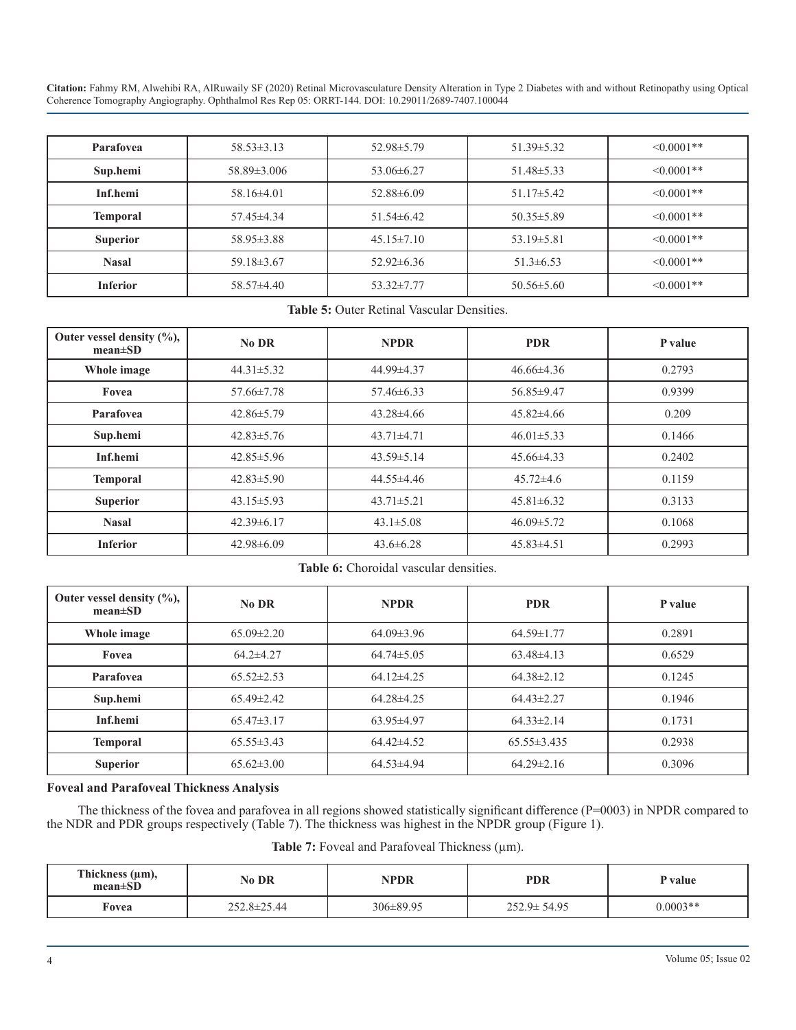| Parafovea | 58.53±3.13 | 52.98±5.79 | 51.39±5.32 | <0.0001** |
|---|---|---|---|---|
| Sup.hemi | 58.89±3.006 | 53.06±6.27 | 51.48±5.33 | <0.0001** |
| Inf.hemi | 58.16±4.01 | 52.88±6.09 | 51.17±5.42 | <0.0001** |
| Temporal | 57.45±4.34 | 51.54±6.42 | 50.35±5.89 | <0.0001** |
| Superior | 58.95±3.88 | 45.15±7.10 | 53.19±5.81 | <0.0001** |
| Nasal | 59.18±3.67 | 52.92±6.36 | 51.3±6.53 | <0.0001** |
| Inferior | 58.57±4.40 | 53.32±7.77 | 50.56±5.60 | <0.0001** |

**Table 5:** Outer Retinal Vascular Densities.

| Outer vessel density (%), mean±SD | No DR | NPDR | PDR | P value |
|---|---|---|---|---|
| Whole image | 44.31±5.32 | 44.99±4.37 | 46.66±4.36 | 0.2793 |
| Fovea | 57.66±7.78 | 57.46±6.33 | 56.85±9.47 | 0.9399 |
| Parafovea | 42.86±5.79 | 43.28±4.66 | 45.82±4.66 | 0.209 |
| Sup.hemi | 42.83±5.76 | 43.71±4.71 | 46.01±5.33 | 0.1466 |
| Inf.hemi | 42.85±5.96 | 43.59±5.14 | 45.66±4.33 | 0.2402 |
| Temporal | 42.83±5.90 | 44.55±4.46 | 45.72±4.6 | 0.1159 |
| Superior | 43.15±5.93 | 43.71±5.21 | 45.81±6.32 | 0.3133 |
| Nasal | 42.39±6.17 | 43.1±5.08 | 46.09±5.72 | 0.1068 |
| Inferior | 42.98±6.09 | 43.6±6.28 | 45.83±4.51 | 0.2993 |

**Table 6:** Choroidal vascular densities.

| Outer vessel density (%), mean±SD | No DR | NPDR | PDR | P value |
|---|---|---|---|---|
| Whole image | 65.09±2.20 | 64.09±3.96 | 64.59±1.77 | 0.2891 |
| Fovea | 64.2±4.27 | 64.74±5.05 | 63.48±4.13 | 0.6529 |
| Parafovea | 65.52±2.53 | 64.12±4.25 | 64.38±2.12 | 0.1245 |
| Sup.hemi | 65.49±2.42 | 64.28±4.25 | 64.43±2.27 | 0.1946 |
| Inf.hemi | 65.47±3.17 | 63.95±4.97 | 64.33±2.14 | 0.1731 |
| Temporal | 65.55±3.43 | 64.42±4.52 | 65.55±3.435 | 0.2938 |
| Superior | 65.62±3.00 | 64.53±4.94 | 64.29±2.16 | 0.3096 |

**Foveal and Parafoveal Thickness Analysis**

The thickness of the fovea and parafovea in all regions showed statistically significant difference (P=0003) in NPDR compared to the NDR and PDR groups respectively (Table 7). The thickness was highest in the NPDR group (Figure 1).

**Table 7:** Foveal and Parafoveal Thickness (µm).

| Thickness (µm), mean±SD | No DR | NPDR | PDR | P value |
|---|---|---|---|---|
| Fovea | 252.8±25.44 | 306±89.95 | 252.9± 54.95 | 0.0003** |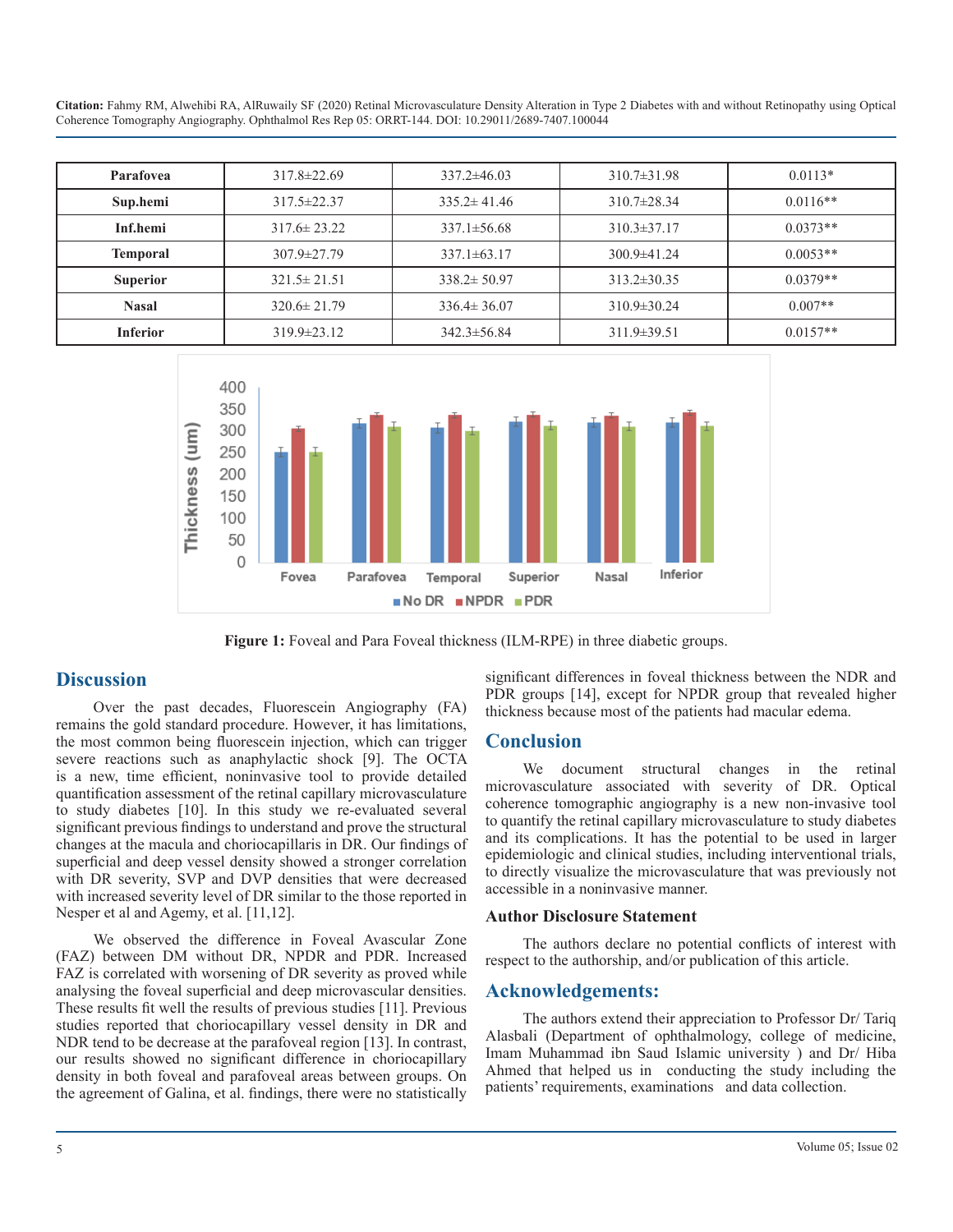| Parafovea | 317.8±22.69 | 337.2±46.03 | 310.7±31.98 | 0.0113* |
|---|---|---|---|---|
| Sup.hemi | 317.5±22.37 | 335.2± 41.46 | 310.7±28.34 | 0.0116** |
| Inf.hemi | 317.6± 23.22 | 337.1±56.68 | 310.3±37.17 | 0.0373** |
| Temporal | 307.9±27.79 | 337.1±63.17 | 300.9±41.24 | 0.0053** |
| Superior | 321.5± 21.51 | 338.2± 50.97 | 313.2±30.35 | 0.0379** |
| Nasal | 320.6± 21.79 | 336.4± 36.07 | 310.9±30.24 | 0.007** |
| Inferior | 319.9±23.12 | 342.3±56.84 | 311.9±39.51 | 0.0157** |

**Figure 1:** Foveal and Para Foveal thickness (ILM-RPE) in three diabetic groups.

## Discussion

Over the past decades, Fluorescein Angiography (FA) remains the gold standard procedure. However, it has limitations, the most common being fluorescein injection, which can trigger severe reactions such as anaphylactic shock [9]. The OCTA is a new, time efficient, noninvasive tool to provide detailed quantification assessment of the retinal capillary microvasculature to study diabetes [10]. In this study we re-evaluated several significant previous findings to understand and prove the structural changes at the macula and choriocapillaris in DR. Our findings of superficial and deep vessel density showed a stronger correlation with DR severity, SVP and DVP densities that were decreased with increased severity level of DR similar to the those reported in Nesper et al and Agemy, et al. [11,12].

We observed the difference in Foveal Avascular Zone (FAZ) between DM without DR, NPDR and PDR. Increased FAZ is correlated with worsening of DR severity as proved while analysing the foveal superficial and deep microvascular densities. These results fit well the results of previous studies [11]. Previous studies reported that choriocapillary vessel density in DR and NDR tend to be decrease at the parafoveal region [13]. In contrast, our results showed no significant difference in choriocapillary density in both foveal and parafoveal areas between groups. On the agreement of Galina, et al. findings, there were no statistically significant differences in foveal thickness between the NDR and PDR groups [14], except for NPDR group that revealed higher thickness because most of the patients had macular edema.

## Conclusion

We document structural changes in the retinal microvasculature associated with severity of DR. Optical coherence tomographic angiography is a new non-invasive tool to quantify the retinal capillary microvasculature to study diabetes and its complications. It has the potential to be used in larger epidemiologic and clinical studies, including interventional trials, to directly visualize the microvasculature that was previously not accessible in a noninvasive manner.

### Author Disclosure Statement

The authors declare no potential conflicts of interest with respect to the authorship, and/or publication of this article.

## Acknowledgements:

The authors extend their appreciation to Professor Dr/ Tariq Alasbali (Department of ophthalmology, college of medicine, Imam Muhammad ibn Saud Islamic university ) and Dr/ Hiba Ahmed that helped us in conducting the study including the patients' requirements, examinations and data collection.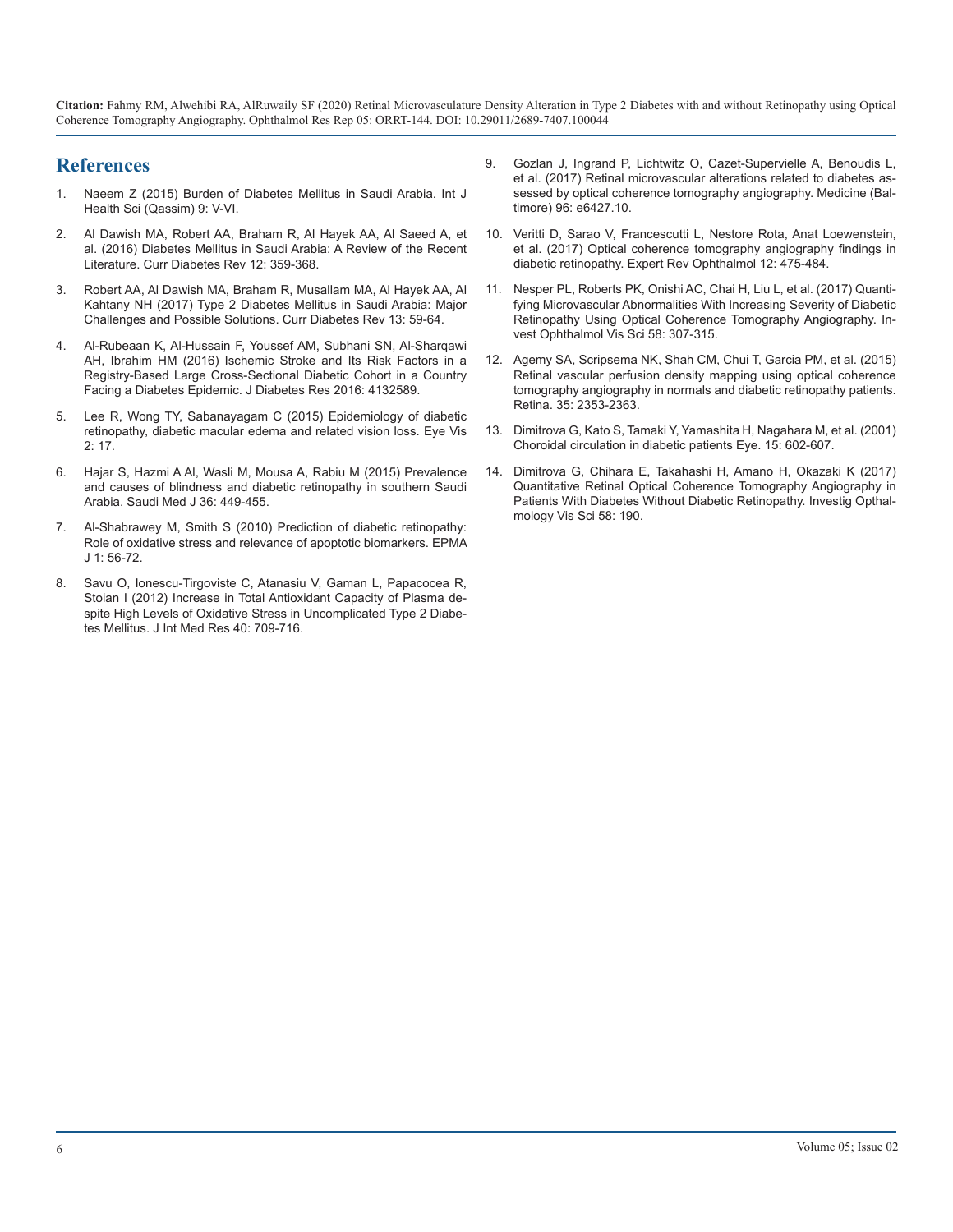## References

1. Naeem Z (2015) Burden of Diabetes Mellitus in Saudi Arabia. Int J Health Sci (Qassim) 9: V-VI.

2. Al Dawish MA, Robert AA, Braham R, Al Hayek AA, Al Saeed A, et al. (2016) Diabetes Mellitus in Saudi Arabia: A Review of the Recent Literature. Curr Diabetes Rev 12: 359-368.

3. Robert AA, Al Dawish MA, Braham R, Musallam MA, Al Hayek AA, Al Kahtany NH (2017) Type 2 Diabetes Mellitus in Saudi Arabia: Major Challenges and Possible Solutions. Curr Diabetes Rev 13: 59-64.

4. Al-Rubeaan K, Al-Hussain F, Youssef AM, Subhani SN, Al-Sharqawi AH, Ibrahim HM (2016) Ischemic Stroke and Its Risk Factors in a Registry-Based Large Cross-Sectional Diabetic Cohort in a Country Facing a Diabetes Epidemic. J Diabetes Res 2016: 4132589.

5. Lee R, Wong TY, Sabanayagam C (2015) Epidemiology of diabetic retinopathy, diabetic macular edema and related vision loss. Eye Vis 2: 17.

6. Hajar S, Hazmi A Al, Wasli M, Mousa A, Rabiu M (2015) Prevalence and causes of blindness and diabetic retinopathy in southern Saudi Arabia. Saudi Med J 36: 449-455.

7. Al-Shabrawey M, Smith S (2010) Prediction of diabetic retinopathy: Role of oxidative stress and relevance of apoptotic biomarkers. EPMA J 1: 56-72.

8. Savu O, Ionescu-Tirgoviste C, Atanasiu V, Gaman L, Papacocea R, Stoian I (2012) Increase in Total Antioxidant Capacity of Plasma despite High Levels of Oxidative Stress in Uncomplicated Type 2 Diabetes Mellitus. J Int Med Res 40: 709-716.

9. Gozlan J, Ingrand P, Lichtwitz O, Cazet-Supervielle A, Benoudis L, et al. (2017) Retinal microvascular alterations related to diabetes assessed by optical coherence tomography angiography. Medicine (Baltimore) 96: e6427.10.

10. Veritti D, Sarao V, Francescutti L, Nestore Rota, Anat Loewenstein, et al. (2017) Optical coherence tomography angiography findings in diabetic retinopathy. Expert Rev Ophthalmol 12: 475-484.

11. Nesper PL, Roberts PK, Onishi AC, Chai H, Liu L, et al. (2017) Quantifying Microvascular Abnormalities With Increasing Severity of Diabetic Retinopathy Using Optical Coherence Tomography Angiography. Invest Ophthalmol Vis Sci 58: 307-315.

12. Agemy SA, Scripsema NK, Shah CM, Chui T, Garcia PM, et al. (2015) Retinal vascular perfusion density mapping using optical coherence tomography angiography in normals and diabetic retinopathy patients. Retina. 35: 2353-2363.

13. Dimitrova G, Kato S, Tamaki Y, Yamashita H, Nagahara M, et al. (2001) Choroidal circulation in diabetic patients Eye. 15: 602-607.

14. Dimitrova G, Chihara E, Takahashi H, Amano H, Okazaki K (2017) Quantitative Retinal Optical Coherence Tomography Angiography in Patients With Diabetes Without Diabetic Retinopathy. Investig Opthalmology Vis Sci 58: 190.